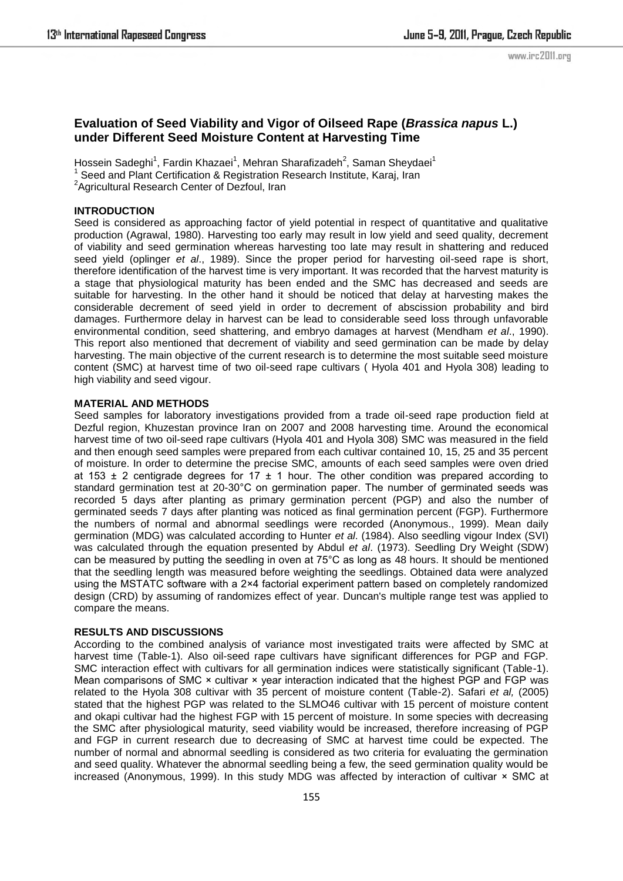# Evaluation of Seed Viability and Vigor of Oilseed Rape (*Brassica napus* L.) under Different Seed Moisture Content at Harvesting Time

Hossein Sadeghi[1], Fardin Khazaei[1], Mehran Sharafizadeh[2], Saman Sheydaei[1]

[1] Seed and Plant Certification & Registration Research Institute, Karaj, Iran

[2]Agricultural Research Center of Dezfoul, Iran

## INTRODUCTION

Seed is considered as approaching factor of yield potential in respect of quantitative and qualitative production (Agrawal, 1980). Harvesting too early may result in low yield and seed quality, decrement of viability and seed germination whereas harvesting too late may result in shattering and reduced seed yield (oplinger *et al*., 1989). Since the proper period for harvesting oil-seed rape is short, therefore identification of the harvest time is very important. It was recorded that the harvest maturity is a stage that physiological maturity has been ended and the SMC has decreased and seeds are suitable for harvesting. In the other hand it should be noticed that delay at harvesting makes the considerable decrement of seed yield in order to decrement of abscission probability and bird damages. Furthermore delay in harvest can be lead to considerable seed loss through unfavorable environmental condition, seed shattering, and embryo damages at harvest (Mendham *et al*., 1990). This report also mentioned that decrement of viability and seed germination can be made by delay harvesting. The main objective of the current research is to determine the most suitable seed moisture content (SMC) at harvest time of two oil-seed rape cultivars ( Hyola 401 and Hyola 308) leading to high viability and seed vigour.

## MATERIAL AND METHODS

Seed samples for laboratory investigations provided from a trade oil-seed rape production field at Dezful region, Khuzestan province Iran on 2007 and 2008 harvesting time. Around the economical harvest time of two oil-seed rape cultivars (Hyola 401 and Hyola 308) SMC was measured in the field and then enough seed samples were prepared from each cultivar contained 10, 15, 25 and 35 percent of moisture. In order to determine the precise SMC, amounts of each seed samples were oven dried at 153 ± 2 centigrade degrees for 17 ± 1 hour. The other condition was prepared according to standard germination test at 20-30°C on germination paper. The number of germinated seeds was recorded 5 days after planting as primary germination percent (PGP) and also the number of germinated seeds 7 days after planting was noticed as final germination percent (FGP). Furthermore the numbers of normal and abnormal seedlings were recorded (Anonymous., 1999). Mean daily germination (MDG) was calculated according to Hunter *et al*. (1984). Also seedling vigour Index (SVI) was calculated through the equation presented by Abdul *et al*. (1973). Seedling Dry Weight (SDW) can be measured by putting the seedling in oven at 75°C as long as 48 hours. It should be mentioned that the seedling length was measured before weighting the seedlings. Obtained data were analyzed using the MSTATC software with a 2×4 factorial experiment pattern based on completely randomized design (CRD) by assuming of randomizes effect of year. Duncan's multiple range test was applied to compare the means.

## RESULTS AND DISCUSSIONS

According to the combined analysis of variance most investigated traits were affected by SMC at harvest time (Table-1). Also oil-seed rape cultivars have significant differences for PGP and FGP. SMC interaction effect with cultivars for all germination indices were statistically significant (Table-1). Mean comparisons of SMC × cultivar × year interaction indicated that the highest PGP and FGP was related to the Hyola 308 cultivar with 35 percent of moisture content (Table-2). Safari *et al,* (2005) stated that the highest PGP was related to the SLMO46 cultivar with 15 percent of moisture content and okapi cultivar had the highest FGP with 15 percent of moisture. In some species with decreasing the SMC after physiological maturity, seed viability would be increased, therefore increasing of PGP and FGP in current research due to decreasing of SMC at harvest time could be expected. The number of normal and abnormal seedling is considered as two criteria for evaluating the germination and seed quality. Whatever the abnormal seedling being a few, the seed germination quality would be increased (Anonymous, 1999). In this study MDG was affected by interaction of cultivar × SMC at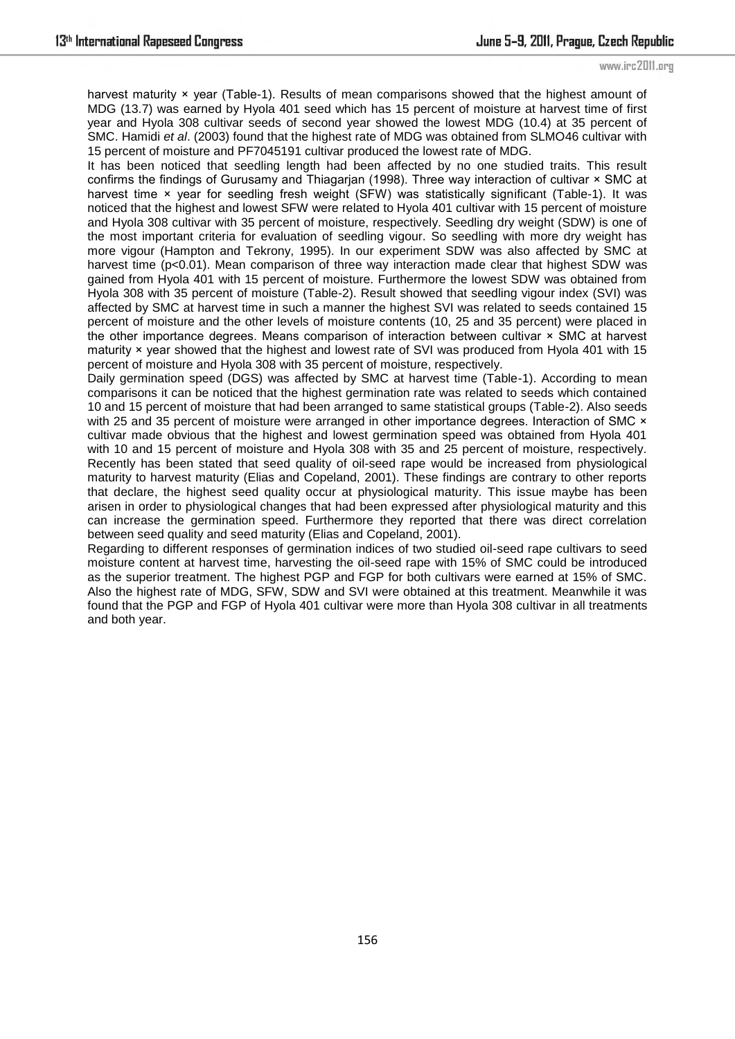harvest maturity × year (Table-1). Results of mean comparisons showed that the highest amount of MDG (13.7) was earned by Hyola 401 seed which has 15 percent of moisture at harvest time of first year and Hyola 308 cultivar seeds of second year showed the lowest MDG (10.4) at 35 percent of SMC. Hamidi *et al*. (2003) found that the highest rate of MDG was obtained from SLMO46 cultivar with 15 percent of moisture and PF7045191 cultivar produced the lowest rate of MDG.

It has been noticed that seedling length had been affected by no one studied traits. This result confirms the findings of Gurusamy and Thiagarjan (1998). Three way interaction of cultivar × SMC at harvest time × year for seedling fresh weight (SFW) was statistically significant (Table-1). It was noticed that the highest and lowest SFW were related to Hyola 401 cultivar with 15 percent of moisture and Hyola 308 cultivar with 35 percent of moisture, respectively. Seedling dry weight (SDW) is one of the most important criteria for evaluation of seedling vigour. So seedling with more dry weight has more vigour (Hampton and Tekrony, 1995). In our experiment SDW was also affected by SMC at harvest time ($p<0.01$). Mean comparison of three way interaction made clear that highest SDW was gained from Hyola 401 with 15 percent of moisture. Furthermore the lowest SDW was obtained from Hyola 308 with 35 percent of moisture (Table-2). Result showed that seedling vigour index (SVI) was affected by SMC at harvest time in such a manner the highest SVI was related to seeds contained 15 percent of moisture and the other levels of moisture contents (10, 25 and 35 percent) were placed in the other importance degrees. Means comparison of interaction between cultivar × SMC at harvest maturity × year showed that the highest and lowest rate of SVI was produced from Hyola 401 with 15 percent of moisture and Hyola 308 with 35 percent of moisture, respectively.

Daily germination speed (DGS) was affected by SMC at harvest time (Table-1). According to mean comparisons it can be noticed that the highest germination rate was related to seeds which contained 10 and 15 percent of moisture that had been arranged to same statistical groups (Table-2). Also seeds with 25 and 35 percent of moisture were arranged in other importance degrees. Interaction of SMC × cultivar made obvious that the highest and lowest germination speed was obtained from Hyola 401 with 10 and 15 percent of moisture and Hyola 308 with 35 and 25 percent of moisture, respectively. Recently has been stated that seed quality of oil-seed rape would be increased from physiological maturity to harvest maturity (Elias and Copeland, 2001). These findings are contrary to other reports that declare, the highest seed quality occur at physiological maturity. This issue maybe has been arisen in order to physiological changes that had been expressed after physiological maturity and this can increase the germination speed. Furthermore they reported that there was direct correlation between seed quality and seed maturity (Elias and Copeland, 2001).

Regarding to different responses of germination indices of two studied oil-seed rape cultivars to seed moisture content at harvest time, harvesting the oil-seed rape with 15% of SMC could be introduced as the superior treatment. The highest PGP and FGP for both cultivars were earned at 15% of SMC. Also the highest rate of MDG, SFW, SDW and SVI were obtained at this treatment. Meanwhile it was found that the PGP and FGP of Hyola 401 cultivar were more than Hyola 308 cultivar in all treatments and both year.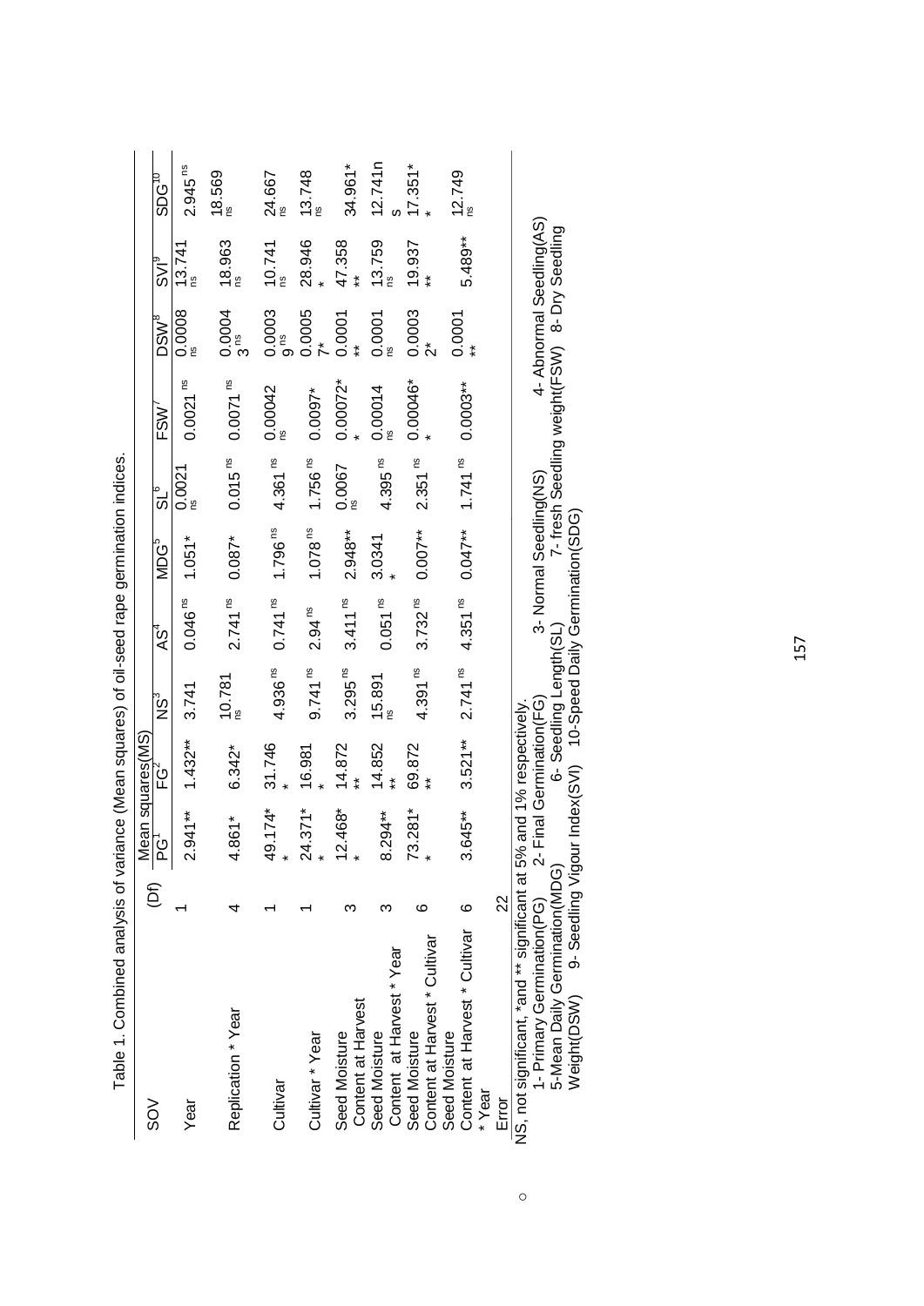Table 1. Combined analysis of variance (Mean squares) of oil-seed rape germination indices.

| SOV | (Df) | Mean squares(MS) | | | | | | | | | |
|---|---|---|---|---|---|---|---|---|---|---|---|
| | | PG[1] | FG[2] | NS[3] | AS[4] | MDG[5] | SL[6] | FSW[7] | DSW[8] | SVI[9] | SDG[10] |
| Year | 1 | 2.941** | 1.432** | 3.741 | 0.046 ns | 1.051* | 0.0021 ns | 0.0021 ns | 0.0008 ns | 13.741 ns | 2.945 ns |
| Replication * Year | 4 | 4.861* | 6.342* | 10.781 ns | 2.741 ns | 0.087* | 0.015 ns | 0.0071 ns | 0.00043 ns | 18.963 ns | 18.569 ns |
| Cultivar | 1 | 49.174** | 31.746* | 4.936 ns | 0.741 ns | 1.796 ns | 4.361 ns | 0.00042 ns | 0.00039 ns | 10.741 ns | 24.667 ns |
| Cultivar * Year | 1 | 24.371** | 16.981* | 9.741 ns | 2.94 ns | 1.078 ns | 1.756 ns | 0.0097* | 0.00057* | 28.946* | 13.748 ns |
| Seed Moisture Content at Harvest | 3 | 12.468** | 14.872** | 3.295 ns | 3.411 ns | 2.948** | 0.0067 ns | 0.00072** | 0.0001** | 47.358** | 34.961* |
| Seed Moisture Content at Harvest * Year | 3 | 8.294** | 14.852** | 15.891 ns | 0.051 ns | 3.0341* | 4.395 ns | 0.00014 ns | 0.0001 ns | 13.759 ns | 12.741ns |
| Seed Moisture Content at Harvest * Cultivar | 6 | 73.281** | 69.872** | 4.391 ns | 3.732 ns | 0.007** | 2.351 ns | 0.00046** | 0.00032* | 19.937** | 17.351** |
| Seed Moisture Content at Harvest * Cultivar * Year | 6 | 3.645** | 3.521** | 2.741 ns | 4.351 ns | 0.047** | 1.741 ns | 0.0003** | 0.0001** | 5.489** | 12.749 ns |
| Error | 22 | | | | | | | | | | |

NS, not significant, *and ** significant at 5% and 1% respectively.
1- Primary Germination(PG) 2- Final Germination(FG) 3- Normal Seedling(NS) 4- Abnormal Seedling(AS) 5-Mean Daily Germination(MDG) 6- Seedling Length(SL) 7- fresh Seedling weight(FSW) 8- Dry Seedling Weight(DSW) 9- Seedling Vigour Index(SVI) 10-Speed Daily Germination(SDG)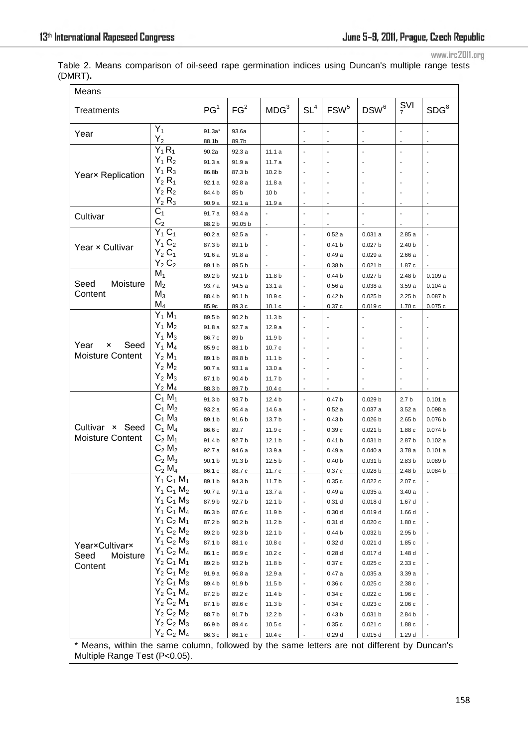Table 2. Means comparison of oil-seed rape germination indices using Duncan's multiple range tests (DMRT).

| Means | | | | | | | | | |
|---|---|---|---|---|---|---|---|---|---|
| Treatments | | PG[1] | FG[2] | MDG[3] | SL[4] | FSW[5] | DSW[6] | SVI[7] | SDG[8] |
| Year | $Y_1$ | 91.3a* | 93.6a | | - | - | - | - | - |
| | $Y_2$ | 88.1b | 89.7b | | - | - | - | - | - |
| Year× Replication | $Y_1 R_1$ | 90.2a | 92.3 a | 11.1 a | - | - | - | - | - |
| | $Y_1 R_2$ | 91.3 a | 91.9 a | 11.7 a | - | - | - | - | - |
| | $Y_1 R_3$ | 86.8b | 87.3 b | 10.2 b | - | - | - | - | - |
| | $Y_2 R_1$ | 92.1 a | 92.8 a | 11.8 a | - | - | - | - | - |
| | $Y_2 R_2$ | 84.4 b | 85 b | 10 b | - | - | - | - | - |
| | $Y_2 R_3$ | 90.9 a | 92.1 a | 11.9 a | - | - | - | - | - |
| Cultivar | $C_1$ | 91.7 a | 93.4 a | - | - | - | - | - | - |
| | $C_2$ | 88.2 b | 90.05 b | - | - | - | - | - | - |
| Year × Cultivar | $Y_1 C_1$ | 90.2 a | 92.5 a | - | - | 0.52 a | 0.031 a | 2.85 a | - |
| | $Y_1 C_2$ | 87.3 b | 89.1 b | - | - | 0.41 b | 0.027 b | 2.40 b | - |
| | $Y_2 C_1$ | 91.6 a | 91.8 a | - | - | 0.49 a | 0.029 a | 2.66 a | - |
| | $Y_2 C_2$ | 89.1 b | 89.5 b | - | - | 0.38 b | 0.021 b | 1.87 c | - |
| Seed Moisture Content | $M_1$ | 89.2 b | 92.1 b | 11.8 b | - | 0.44 b | 0.027 b | 2.48 b | 0.109 a |
| | $M_2$ | 93.7 a | 94.5 a | 13.1 a | - | 0.56 a | 0.038 a | 3.59 a | 0.104 a |
| | $M_3$ | 88.4 b | 90.1 b | 10.9 c | - | 0.42 b | 0.025 b | 2.25 b | 0.087 b |
| | $M_4$ | 85.9c | 89.3 c | 10.1 c | - | 0.37 c | 0.019 c | 1.70 c | 0.075 c |
| Year × Seed Moisture Content | $Y_1 M_1$ | 89.5 b | 90.2 b | 11.3 b | - | - | - | - | - |
| | $Y_1 M_2$ | 91.8 a | 92.7 a | 12.9 a | - | - | - | - | - |
| | $Y_1 M_3$ | 86.7 c | 89 b | 11.9 b | - | - | - | - | - |
| | $Y_1 M_4$ | 85.9 c | 88.1 b | 10.7 c | - | - | - | - | - |
| | $Y_2 M_1$ | 89.1 b | 89.8 b | 11.1 b | - | - | - | - | - |
| | $Y_2 M_2$ | 90.7 a | 93.1 a | 13.0 a | - | - | - | - | - |
| | $Y_2 M_3$ | 87.1 b | 90.4 b | 11.7 b | - | - | - | - | - |
| | $Y_2 M_4$ | 88.3 b | 89.7 b | 10.4 c | - | - | - | - | - |
| Cultivar × Seed Moisture Content | $C_1 M_1$ | 91.3 b | 93.7 b | 12.4 b | - | 0.47 b | 0.029 b | 2.7 b | 0.101 a |
| | $C_1 M_2$ | 93.2 a | 95.4 a | 14.6 a | - | 0.52 a | 0.037 a | 3.52 a | 0.098 a |
| | $C_1 M_3$ | 89.1 b | 91.6 b | 13.7 b | - | 0.43 b | 0.026 b | 2.65 b | 0.076 b |
| | $C_1 M_4$ | 86.6 c | 89.7 | 11.9 c | - | 0.39 c | 0.021 b | 1.88 c | 0.074 b |
| | $C_2 M_1$ | 91.4 b | 92.7 b | 12.1 b | - | 0.41 b | 0.031 b | 2.87 b | 0.102 a |
| | $C_2 M_2$ | 92.7 a | 94.6 a | 13.9 a | - | 0.49 a | 0.040 a | 3.78 a | 0.101 a |
| | $C_2 M_3$ | 90.1 b | 91.3 b | 12.5 b | - | 0.40 b | 0.031 b | 2.83 b | 0.089 b |
| | $C_2 M_4$ | 86.1 c | 88.7 c | 11.7 c | - | 0.37 c | 0.028 b | 2.48 b | 0.084 b |
| Year×Cultivar× Seed Moisture Content | $Y_1 C_1 M_1$ | 89.1 b | 94.3 b | 11.7 b | - | 0.35 c | 0.022 c | 2.07 c | - |
| | $Y_1 C_1 M_2$ | 90.7 a | 97.1 a | 13.7 a | - | 0.49 a | 0.035 a | 3.40 a | - |
| | $Y_1 C_1 M_3$ | 87.9 b | 92.7 b | 12.1 b | - | 0.31 d | 0.018 d | 1.67 d | - |
| | $Y_1 C_1 M_4$ | 86.3 b | 87.6 c | 11.9 b | - | 0.30 d | 0.019 d | 1.66 d | - |
| | $Y_1 C_2 M_1$ | 87.2 b | 90.2 b | 11.2 b | - | 0.31 d | 0.020 c | 1.80 c | - |
| | $Y_1 C_2 M_2$ | 89.2 b | 92.3 b | 12.1 b | - | 0.44 b | 0.032 b | 2.95 b | - |
| | $Y_1 C_2 M_3$ | 87.1 b | 88.1 c | 10.8 c | - | 0.32 d | 0.021 d | 1.85 c | - |
| | $Y_1 C_2 M_4$ | 86.1 c | 86.9 c | 10.2 c | - | 0.28 d | 0.017 d | 1.48 d | - |
| | $Y_2 C_1 M_1$ | 89.2 b | 93.2 b | 11.8 b | - | 0.37 c | 0.025 c | 2.33 c | - |
| | $Y_2 C_1 M_2$ | 91.9 a | 96.8 a | 12.9 a | - | 0.47 a | 0.035 a | 3.39 a | - |
| | $Y_2 C_1 M_3$ | 89.4 b | 91.9 b | 11.5 b | - | 0.36 c | 0.025 c | 2.38 c | - |
| | $Y_2 C_1 M_4$ | 87.2 b | 89.2 c | 11.4 b | - | 0.34 c | 0.022 c | 1.96 c | - |
| | $Y_2 C_2 M_1$ | 87.1 b | 89.6 c | 11.3 b | - | 0.34 c | 0.023 c | 2.06 c | - |
| | $Y_2 C_2 M_2$ | 88.7 b | 91.7 b | 12.2 b | - | 0.43 b | 0.031 b | 2.84 b | - |
| | $Y_2 C_2 M_3$ | 86.9 b | 89.4 c | 10.5 c | - | 0.35 c | 0.021 c | 1.88 c | - |
| | $Y_2 C_2 M_4$ | 86.3 c | 86.1 c | 10.4 c | - | 0.29 d | 0.015 d | 1.29 d | - |

\* Means, within the same column, followed by the same letters are not different by Duncan's Multiple Range Test ($P<0.05$).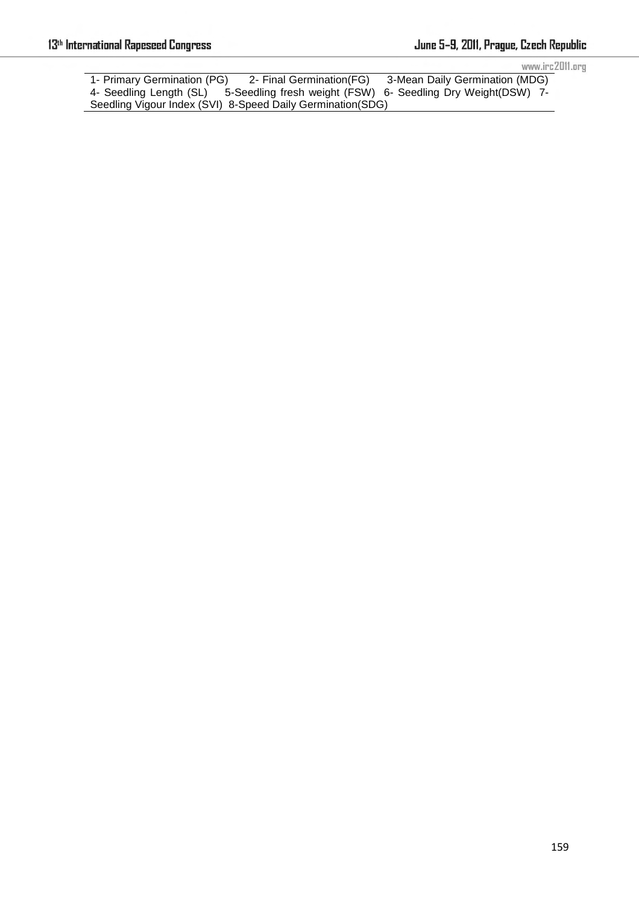1- Primary Germination (PG) 2- Final Germination(FG) 3-Mean Daily Germination (MDG) 4- Seedling Length (SL) 5-Seedling fresh weight (FSW) 6- Seedling Dry Weight(DSW) 7- Seedling Vigour Index (SVI) 8-Speed Daily Germination(SDG)